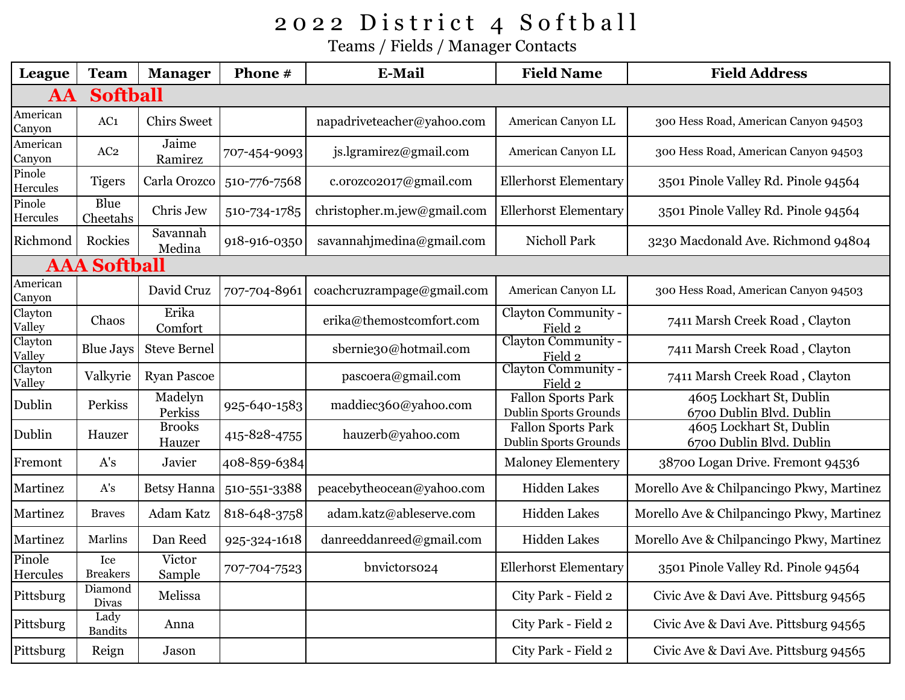# 2022 District 4 Softball

Teams / Fields / Manager Contacts

| League | Team | Manager | Phone # | E-Mail | Field Name | Field Address |
|---|---|---|---|---|---|---|
| **AA Softball** | | | | | | |
| American Canyon | AC1 | Chirs Sweet | | napadriveteacher@yahoo.com | American Canyon LL | 300 Hess Road, American Canyon 94503 |
| American Canyon | AC2 | Jaime Ramirez | 707-454-9093 | js.lgramirez@gmail.com | American Canyon LL | 300 Hess Road, American Canyon 94503 |
| Pinole Hercules | Tigers | Carla Orozco | 510-776-7568 | c.orozco2017@gmail.com | Ellerhorst Elementary | 3501 Pinole Valley Rd. Pinole 94564 |
| Pinole Hercules | Blue Cheetahs | Chris Jew | 510-734-1785 | christopher.m.jew@gmail.com | Ellerhorst Elementary | 3501 Pinole Valley Rd. Pinole 94564 |
| Richmond | Rockies | Savannah Medina | 918-916-0350 | savannahjmedina@gmail.com | Nicholl Park | 3230 Macdonald Ave. Richmond 94804 |
| **AAA Softball** | | | | | | |
| American Canyon | | David Cruz | 707-704-8961 | coachcruzrampage@gmail.com | American Canyon LL | 300 Hess Road, American Canyon 94503 |
| Clayton Valley | Chaos | Erika Comfort | | erika@themostcomfort.com | Clayton Community - Field 2 | 7411 Marsh Creek Road , Clayton |
| Clayton Valley | Blue Jays | Steve Bernel | | sbernie30@hotmail.com | Clayton Community - Field 2 | 7411 Marsh Creek Road , Clayton |
| Clayton Valley | Valkyrie | Ryan Pascoe | | pascoera@gmail.com | Clayton Community - Field 2 | 7411 Marsh Creek Road , Clayton |
| Dublin | Perkiss | Madelyn Perkiss | 925-640-1583 | maddiec360@yahoo.com | Fallon Sports Park<br>Dublin Sports Grounds | 4605 Lockhart St, Dublin<br>6700 Dublin Blvd. Dublin |
| Dublin | Hauzer | Brooks Hauzer | 415-828-4755 | hauzerb@yahoo.com | Fallon Sports Park<br>Dublin Sports Grounds | 4605 Lockhart St, Dublin<br>6700 Dublin Blvd. Dublin |
| Fremont | A's | Javier | 408-859-6384 | | Maloney Elementery | 38700 Logan Drive. Fremont 94536 |
| Martinez | A's | Betsy Hanna | 510-551-3388 | peacebytheocean@yahoo.com | Hidden Lakes | Morello Ave & Chilpancingo Pkwy, Martinez |
| Martinez | Braves | Adam Katz | 818-648-3758 | adam.katz@ableserve.com | Hidden Lakes | Morello Ave & Chilpancingo Pkwy, Martinez |
| Martinez | Marlins | Dan Reed | 925-324-1618 | danreeddanreed@gmail.com | Hidden Lakes | Morello Ave & Chilpancingo Pkwy, Martinez |
| Pinole Hercules | Ice Breakers | Victor Sample | 707-704-7523 | bnvictors024 | Ellerhorst Elementary | 3501 Pinole Valley Rd. Pinole 94564 |
| Pittsburg | Diamond Divas | Melissa | | | City Park - Field 2 | Civic Ave & Davi Ave. Pittsburg 94565 |
| Pittsburg | Lady Bandits | Anna | | | City Park - Field 2 | Civic Ave & Davi Ave. Pittsburg 94565 |
| Pittsburg | Reign | Jason | | | City Park - Field 2 | Civic Ave & Davi Ave. Pittsburg 94565 |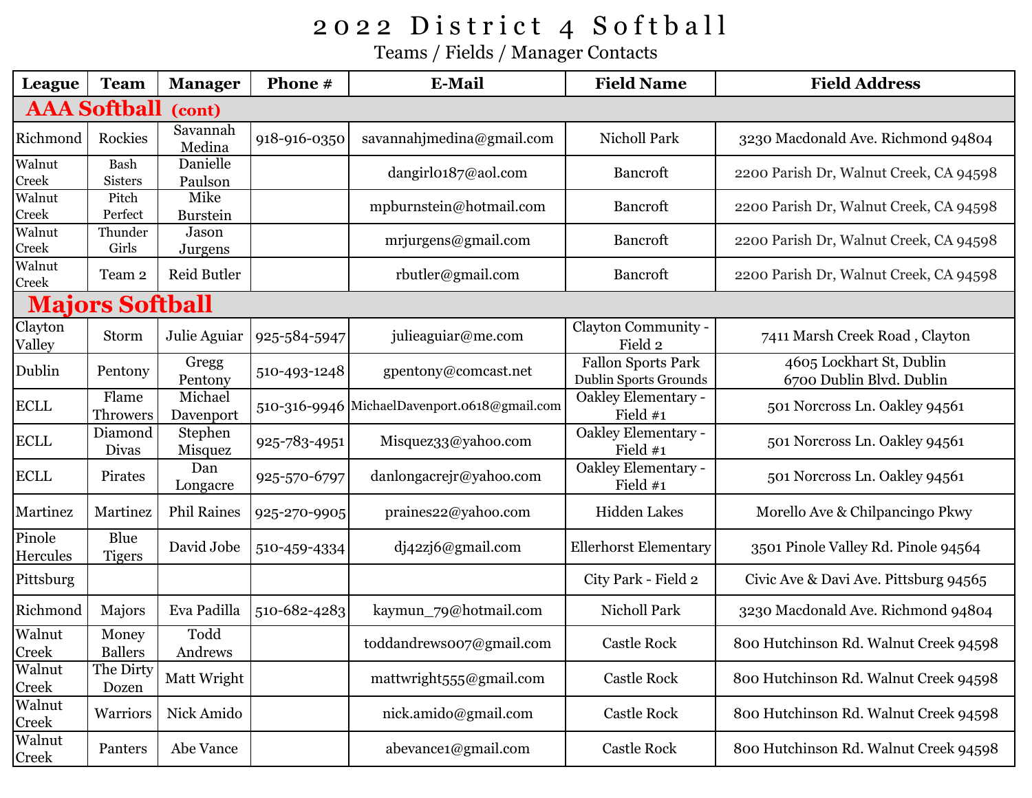# 2022 District 4 Softball

Teams / Fields / Manager Contacts

| League | Team | Manager | Phone # | E-Mail | Field Name | Field Address |
|---|---|---|---|---|---|---|
| **AAA Softball (cont)** | | | | | | |
| Richmond | Rockies | Savannah Medina | 918-916-0350 | savannahjmedina@gmail.com | Nicholl Park | 3230 Macdonald Ave. Richmond 94804 |
| Walnut Creek | Bash Sisters | Danielle Paulson | | dangirl0187@aol.com | Bancroft | 2200 Parish Dr, Walnut Creek, CA 94598 |
| Walnut Creek | Pitch Perfect | Mike Burstein | | mpburnstein@hotmail.com | Bancroft | 2200 Parish Dr, Walnut Creek, CA 94598 |
| Walnut Creek | Thunder Girls | Jason Jurgens | | mrjurgens@gmail.com | Bancroft | 2200 Parish Dr, Walnut Creek, CA 94598 |
| Walnut Creek | Team 2 | Reid Butler | | rbutler@gmail.com | Bancroft | 2200 Parish Dr, Walnut Creek, CA 94598 |
| **Majors Softball** | | | | | | |
| Clayton Valley | Storm | Julie Aguiar | 925-584-5947 | julieaguiar@me.com | Clayton Community - Field 2 | 7411 Marsh Creek Road , Clayton |
| Dublin | Pentony | Gregg Pentony | 510-493-1248 | gpentony@comcast.net | Fallon Sports Park<br>Dublin Sports Grounds | 4605 Lockhart St, Dublin<br>6700 Dublin Blvd. Dublin |
| ECLL | Flame Throwers | Michael Davenport | 510-316-9946 | MichaelDavenport.0618@gmail.com | Oakley Elementary - Field #1 | 501 Norcross Ln. Oakley 94561 |
| ECLL | Diamond Divas | Stephen Misquez | 925-783-4951 | Misquez33@yahoo.com | Oakley Elementary - Field #1 | 501 Norcross Ln. Oakley 94561 |
| ECLL | Pirates | Dan Longacre | 925-570-6797 | danlongacrejr@yahoo.com | Oakley Elementary - Field #1 | 501 Norcross Ln. Oakley 94561 |
| Martinez | Martinez | Phil Raines | 925-270-9905 | praines22@yahoo.com | Hidden Lakes | Morello Ave & Chilpancingo Pkwy |
| Pinole Hercules | Blue Tigers | David Jobe | 510-459-4334 | dj42zj6@gmail.com | Ellerhorst Elementary | 3501 Pinole Valley Rd. Pinole 94564 |
| Pittsburg | | | | | City Park - Field 2 | Civic Ave & Davi Ave. Pittsburg 94565 |
| Richmond | Majors | Eva Padilla | 510-682-4283 | kaymun_79@hotmail.com | Nicholl Park | 3230 Macdonald Ave. Richmond 94804 |
| Walnut Creek | Money Ballers | Todd Andrews | | toddandrews007@gmail.com | Castle Rock | 800 Hutchinson Rd. Walnut Creek 94598 |
| Walnut Creek | The Dirty Dozen | Matt Wright | | mattwright555@gmail.com | Castle Rock | 800 Hutchinson Rd. Walnut Creek 94598 |
| Walnut Creek | Warriors | Nick Amido | | nick.amido@gmail.com | Castle Rock | 800 Hutchinson Rd. Walnut Creek 94598 |
| Walnut Creek | Panters | Abe Vance | | abevance1@gmail.com | Castle Rock | 800 Hutchinson Rd. Walnut Creek 94598 |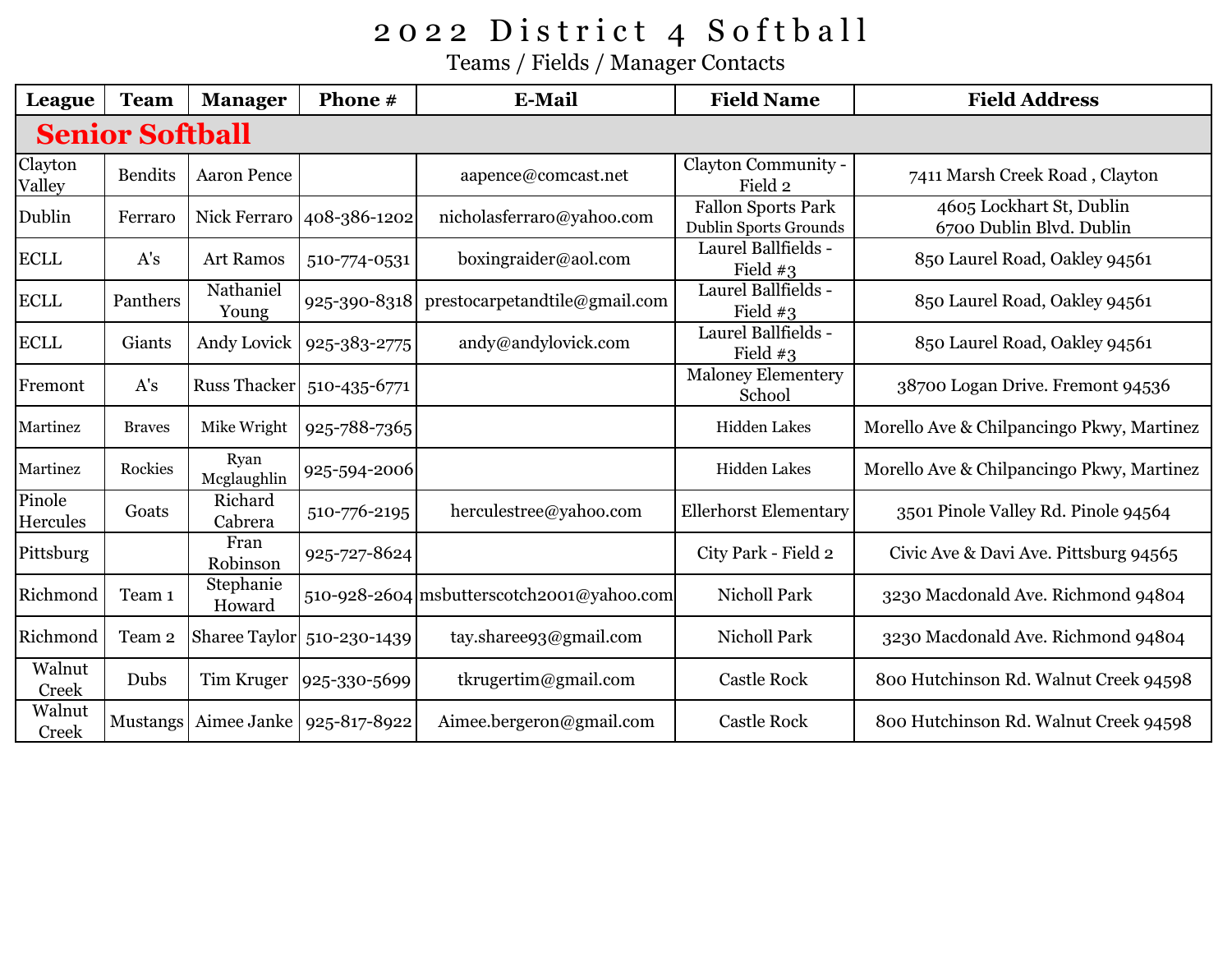# 2022 District 4 Softball

Teams / Fields / Manager Contacts

| League | Team | Manager | Phone # | E-Mail | Field Name | Field Address |
|---|---|---|---|---|---|---|
| **Senior Softball** | | | | | | |
| Clayton Valley | Bendits | Aaron Pence | | aapence@comcast.net | Clayton Community - Field 2 | 7411 Marsh Creek Road , Clayton |
| Dublin | Ferraro | Nick Ferraro | 408-386-1202 | nicholasferraro@yahoo.com | Fallon Sports Park<br>Dublin Sports Grounds | 4605 Lockhart St, Dublin<br>6700 Dublin Blvd. Dublin |
| ECLL | A's | Art Ramos | 510-774-0531 | boxingraider@aol.com | Laurel Ballfields - Field #3 | 850 Laurel Road, Oakley 94561 |
| ECLL | Panthers | Nathaniel Young | 925-390-8318 | prestocarpetandtile@gmail.com | Laurel Ballfields - Field #3 | 850 Laurel Road, Oakley 94561 |
| ECLL | Giants | Andy Lovick | 925-383-2775 | andy@andylovick.com | Laurel Ballfields - Field #3 | 850 Laurel Road, Oakley 94561 |
| Fremont | A's | Russ Thacker | 510-435-6771 | | Maloney Elementery School | 38700 Logan Drive. Fremont 94536 |
| Martinez | Braves | Mike Wright | 925-788-7365 | | Hidden Lakes | Morello Ave & Chilpancingo Pkwy, Martinez |
| Martinez | Rockies | Ryan Mcglaughlin | 925-594-2006 | | Hidden Lakes | Morello Ave & Chilpancingo Pkwy, Martinez |
| Pinole Hercules | Goats | Richard Cabrera | 510-776-2195 | herculestree@yahoo.com | Ellerhorst Elementary | 3501 Pinole Valley Rd. Pinole 94564 |
| Pittsburg | | Fran Robinson | 925-727-8624 | | City Park - Field 2 | Civic Ave & Davi Ave. Pittsburg 94565 |
| Richmond | Team 1 | Stephanie Howard | 510-928-2604 | msbutterscotch2001@yahoo.com | Nicholl Park | 3230 Macdonald Ave. Richmond 94804 |
| Richmond | Team 2 | Sharee Taylor | 510-230-1439 | tay.sharee93@gmail.com | Nicholl Park | 3230 Macdonald Ave. Richmond 94804 |
| Walnut Creek | Dubs | Tim Kruger | 925-330-5699 | tkrugertim@gmail.com | Castle Rock | 800 Hutchinson Rd. Walnut Creek 94598 |
| Walnut Creek | Mustangs | Aimee Janke | 925-817-8922 | Aimee.bergeron@gmail.com | Castle Rock | 800 Hutchinson Rd. Walnut Creek 94598 |